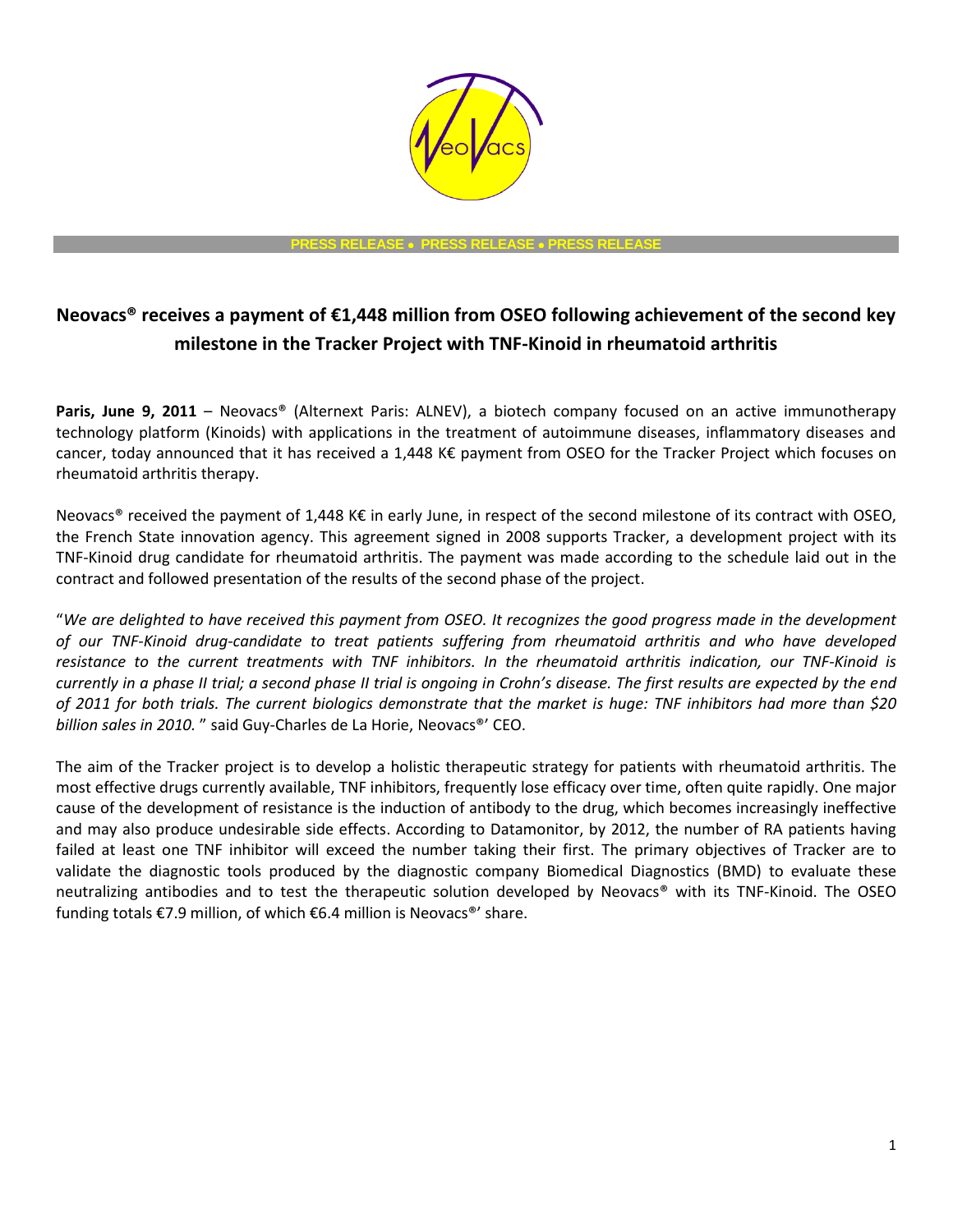PRESS RELEASE • PRESS RELEASE • PRESS RELEASE

# Neovacs® receives a payment of €1,448 million from OSEO following achievement of the second key milestone in the Tracker Project with TNF-Kinoid in rheumatoid arthritis

**Paris, June 9, 2011** – Neovacs® (Alternext Paris: ALNEV), a biotech company focused on an active immunotherapy technology platform (Kinoids) with applications in the treatment of autoimmune diseases, inflammatory diseases and cancer, today announced that it has received a 1,448 K€ payment from OSEO for the Tracker Project which focuses on rheumatoid arthritis therapy.

Neovacs® received the payment of 1,448 K€ in early June, in respect of the second milestone of its contract with OSEO, the French State innovation agency. This agreement signed in 2008 supports Tracker, a development project with its TNF-Kinoid drug candidate for rheumatoid arthritis. The payment was made according to the schedule laid out in the contract and followed presentation of the results of the second phase of the project.

"*We are delighted to have received this payment from OSEO. It recognizes the good progress made in the development of our TNF-Kinoid drug-candidate to treat patients suffering from rheumatoid arthritis and who have developed resistance to the current treatments with TNF inhibitors. In the rheumatoid arthritis indication, our TNF-Kinoid is currently in a phase II trial; a second phase II trial is ongoing in Crohn's disease. The first results are expected by the end of 2011 for both trials. The current biologics demonstrate that the market is huge: TNF inhibitors had more than $20 billion sales in 2010.* " said Guy-Charles de La Horie, Neovacs®' CEO.

The aim of the Tracker project is to develop a holistic therapeutic strategy for patients with rheumatoid arthritis. The most effective drugs currently available, TNF inhibitors, frequently lose efficacy over time, often quite rapidly. One major cause of the development of resistance is the induction of antibody to the drug, which becomes increasingly ineffective and may also produce undesirable side effects. According to Datamonitor, by 2012, the number of RA patients having failed at least one TNF inhibitor will exceed the number taking their first. The primary objectives of Tracker are to validate the diagnostic tools produced by the diagnostic company Biomedical Diagnostics (BMD) to evaluate these neutralizing antibodies and to test the therapeutic solution developed by Neovacs® with its TNF-Kinoid. The OSEO funding totals €7.9 million, of which €6.4 million is Neovacs®' share.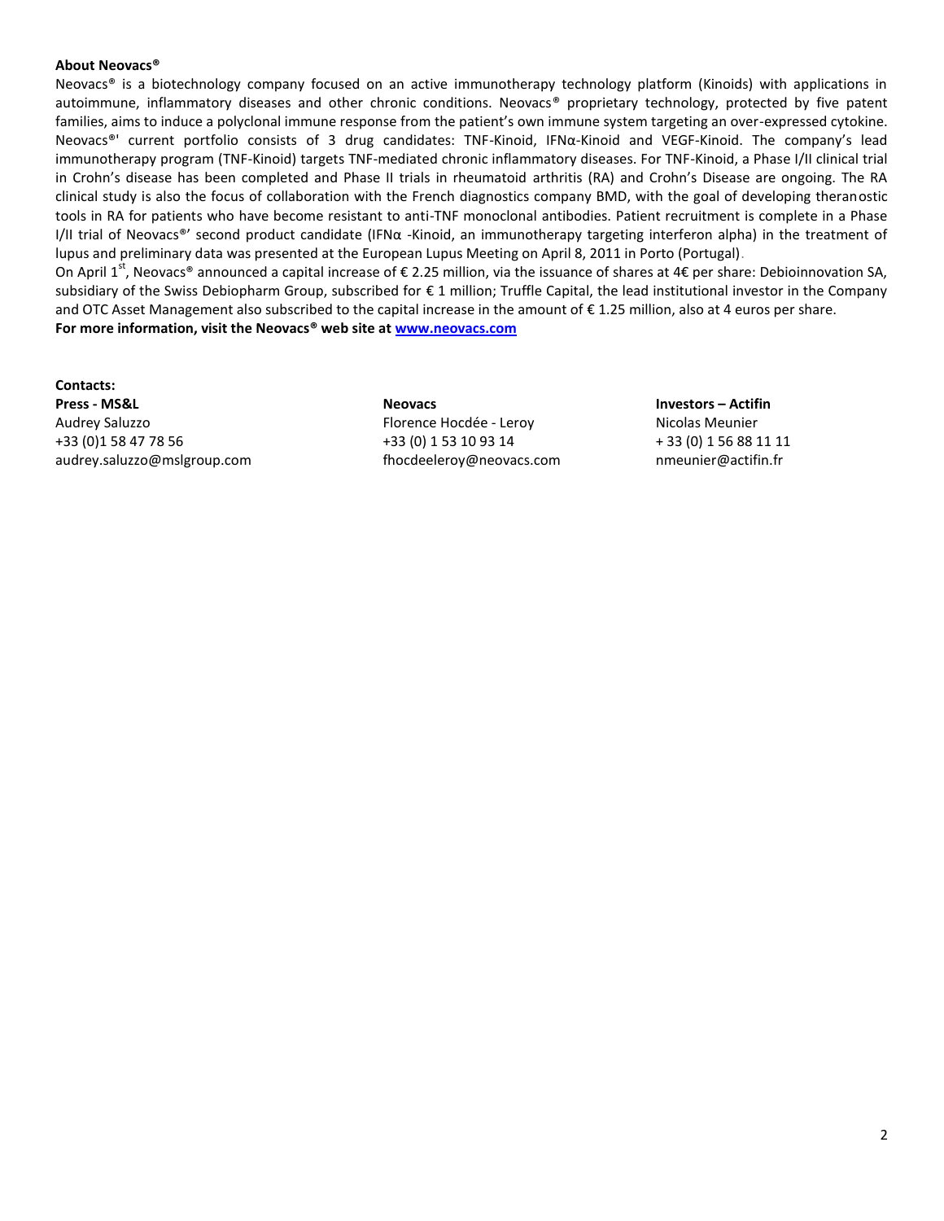**About Neovacs®**

Neovacs® is a biotechnology company focused on an active immunotherapy technology platform (Kinoids) with applications in autoimmune, inflammatory diseases and other chronic conditions. Neovacs® proprietary technology, protected by five patent families, aims to induce a polyclonal immune response from the patient's own immune system targeting an over-expressed cytokine. Neovacs®' current portfolio consists of 3 drug candidates: TNF-Kinoid, IFNα-Kinoid and VEGF-Kinoid. The company's lead immunotherapy program (TNF-Kinoid) targets TNF-mediated chronic inflammatory diseases. For TNF-Kinoid, a Phase I/II clinical trial in Crohn's disease has been completed and Phase II trials in rheumatoid arthritis (RA) and Crohn's Disease are ongoing. The RA clinical study is also the focus of collaboration with the French diagnostics company BMD, with the goal of developing theranostic tools in RA for patients who have become resistant to anti-TNF monoclonal antibodies. Patient recruitment is complete in a Phase I/II trial of Neovacs®' second product candidate (IFNα -Kinoid, an immunotherapy targeting interferon alpha) in the treatment of lupus and preliminary data was presented at the European Lupus Meeting on April 8, 2011 in Porto (Portugal).

On April 1st, Neovacs® announced a capital increase of € 2.25 million, via the issuance of shares at 4€ per share: Debioinnovation SA, subsidiary of the Swiss Debiopharm Group, subscribed for € 1 million; Truffle Capital, the lead institutional investor in the Company and OTC Asset Management also subscribed to the capital increase in the amount of € 1.25 million, also at 4 euros per share.

**For more information, visit the Neovacs® web site at [www.neovacs.com](http://www.neovacs.com)**

**Contacts:**

**Press - MS&L**
Audrey Saluzzo
+33 (0)1 58 47 78 56
audrey.saluzzo@mslgroup.com

**Neovacs**
Florence Hocdée - Leroy
+33 (0) 1 53 10 93 14
fhocdeeleroy@neovacs.com

**Investors – Actifin**
Nicolas Meunier
+ 33 (0) 1 56 88 11 11
nmeunier@actifin.fr